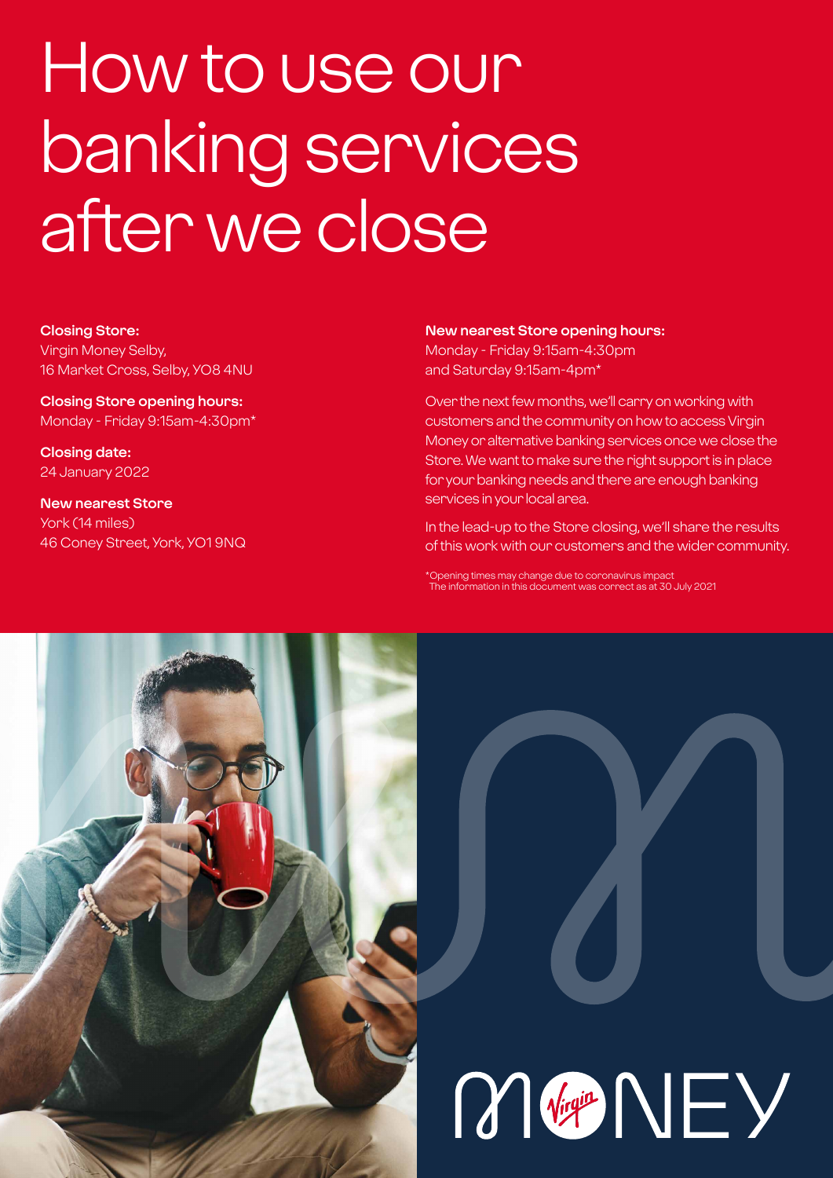# How to use our banking services after we close

**Closing Store:**
Virgin Money Selby,
16 Market Cross, Selby, YO8 4NU

**Closing Store opening hours:**
Monday - Friday 9:15am-4:30pm*

**Closing date:**
24 January 2022

**New nearest Store**
York (14 miles)
46 Coney Street, York, YO1 9NQ

**New nearest Store opening hours:**
Monday - Friday 9:15am-4:30pm
and Saturday 9:15am-4pm*

Over the next few months, we'll carry on working with customers and the community on how to access Virgin Money or alternative banking services once we close the Store. We want to make sure the right support is in place for your banking needs and there are enough banking services in your local area.

In the lead-up to the Store closing, we'll share the results of this work with our customers and the wider community.

*Opening times may change due to coronavirus impact
The information in this document was correct as at 30 July 2021

MONEY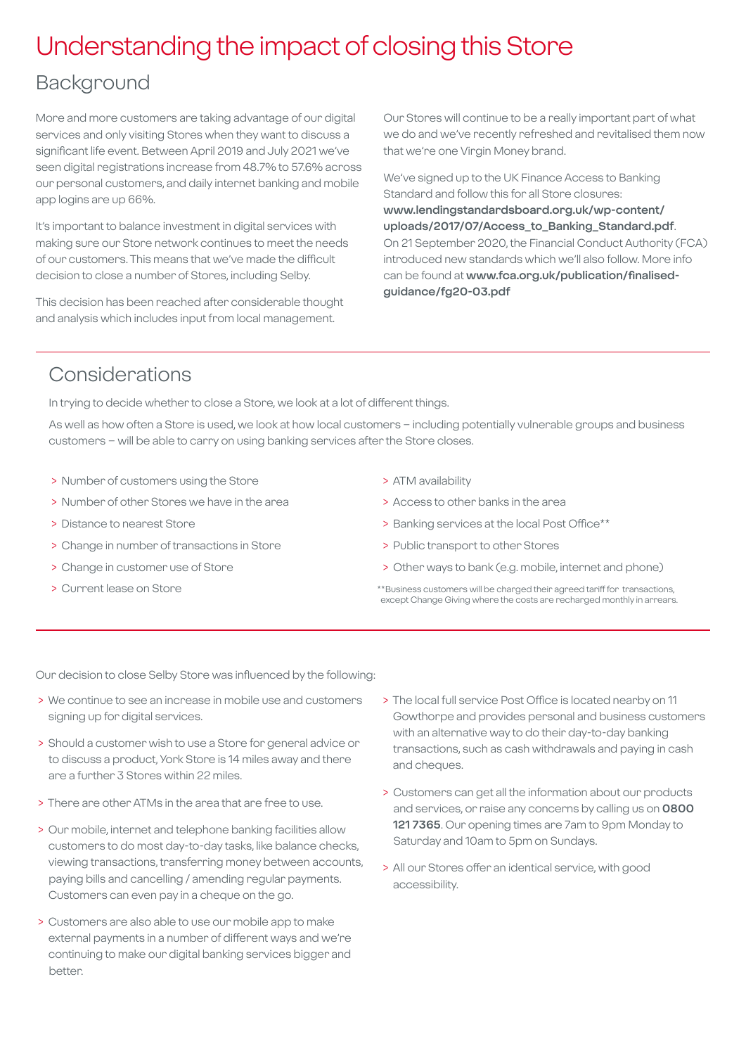# Understanding the impact of closing this Store

## Background

More and more customers are taking advantage of our digital services and only visiting Stores when they want to discuss a significant life event. Between April 2019 and July 2021 we've seen digital registrations increase from 48.7% to 57.6% across our personal customers, and daily internet banking and mobile app logins are up 66%.

It's important to balance investment in digital services with making sure our Store network continues to meet the needs of our customers. This means that we've made the difficult decision to close a number of Stores, including Selby.

This decision has been reached after considerable thought and analysis which includes input from local management.

Our Stores will continue to be a really important part of what we do and we've recently refreshed and revitalised them now that we're one Virgin Money brand.

We've signed up to the UK Finance Access to Banking Standard and follow this for all Store closures: **www.lendingstandardsboard.org.uk/wp-content/uploads/2017/07/Access_to_Banking_Standard.pdf**. On 21 September 2020, the Financial Conduct Authority (FCA) introduced new standards which we'll also follow. More info can be found at **www.fca.org.uk/publication/finalised-guidance/fg20-03.pdf**

## Considerations

In trying to decide whether to close a Store, we look at a lot of different things.

As well as how often a Store is used, we look at how local customers – including potentially vulnerable groups and business customers – will be able to carry on using banking services after the Store closes.

- Number of customers using the Store
- Number of other Stores we have in the area
- Distance to nearest Store
- Change in number of transactions in Store
- Change in customer use of Store
- Current lease on Store
- ATM availability
- Access to other banks in the area
- Banking services at the local Post Office**
- Public transport to other Stores
- Other ways to bank (e.g. mobile, internet and phone)

**Business customers will be charged their agreed tariff for transactions, except Change Giving where the costs are recharged monthly in arrears.

Our decision to close Selby Store was influenced by the following:

- We continue to see an increase in mobile use and customers signing up for digital services.
- Should a customer wish to use a Store for general advice or to discuss a product, York Store is 14 miles away and there are a further 3 Stores within 22 miles.
- There are other ATMs in the area that are free to use.
- Our mobile, internet and telephone banking facilities allow customers to do most day-to-day tasks, like balance checks, viewing transactions, transferring money between accounts, paying bills and cancelling / amending regular payments. Customers can even pay in a cheque on the go.
- Customers are also able to use our mobile app to make external payments in a number of different ways and we're continuing to make our digital banking services bigger and better.
- The local full service Post Office is located nearby on 11 Gowthorpe and provides personal and business customers with an alternative way to do their day-to-day banking transactions, such as cash withdrawals and paying in cash and cheques.
- Customers can get all the information about our products and services, or raise any concerns by calling us on **0800 121 7365**. Our opening times are 7am to 9pm Monday to Saturday and 10am to 5pm on Sundays.
- All our Stores offer an identical service, with good accessibility.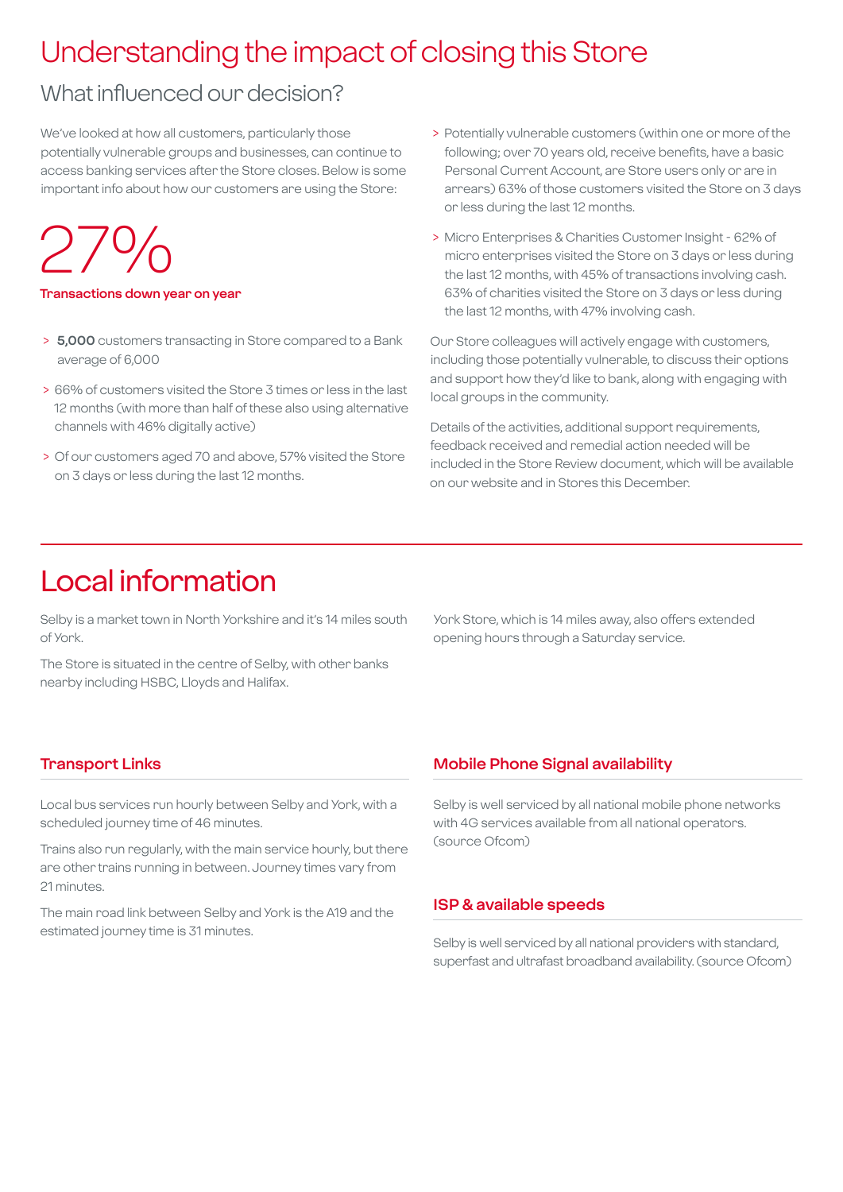# Understanding the impact of closing this Store

## What influenced our decision?

We've looked at how all customers, particularly those potentially vulnerable groups and businesses, can continue to access banking services after the Store closes. Below is some important info about how our customers are using the Store:

27%

**Transactions down year on year**

- **5,000** customers transacting in Store compared to a Bank average of 6,000
- 66% of customers visited the Store 3 times or less in the last 12 months (with more than half of these also using alternative channels with 46% digitally active)
- Of our customers aged 70 and above, 57% visited the Store on 3 days or less during the last 12 months.
- Potentially vulnerable customers (within one or more of the following; over 70 years old, receive benefits, have a basic Personal Current Account, are Store users only or are in arrears) 63% of those customers visited the Store on 3 days or less during the last 12 months.
- Micro Enterprises & Charities Customer Insight - 62% of micro enterprises visited the Store on 3 days or less during the last 12 months, with 45% of transactions involving cash. 63% of charities visited the Store on 3 days or less during the last 12 months, with 47% involving cash.

Our Store colleagues will actively engage with customers, including those potentially vulnerable, to discuss their options and support how they'd like to bank, along with engaging with local groups in the community.

Details of the activities, additional support requirements, feedback received and remedial action needed will be included in the Store Review document, which will be available on our website and in Stores this December.

# Local information

Selby is a market town in North Yorkshire and it's 14 miles south of York.

The Store is situated in the centre of Selby, with other banks nearby including HSBC, Lloyds and Halifax.

York Store, which is 14 miles away, also offers extended opening hours through a Saturday service.

### Transport Links

Local bus services run hourly between Selby and York, with a scheduled journey time of 46 minutes.

Trains also run regularly, with the main service hourly, but there are other trains running in between. Journey times vary from 21 minutes.

The main road link between Selby and York is the A19 and the estimated journey time is 31 minutes.

### Mobile Phone Signal availability

Selby is well serviced by all national mobile phone networks with 4G services available from all national operators. (source Ofcom)

### ISP & available speeds

Selby is well serviced by all national providers with standard, superfast and ultrafast broadband availability. (source Ofcom)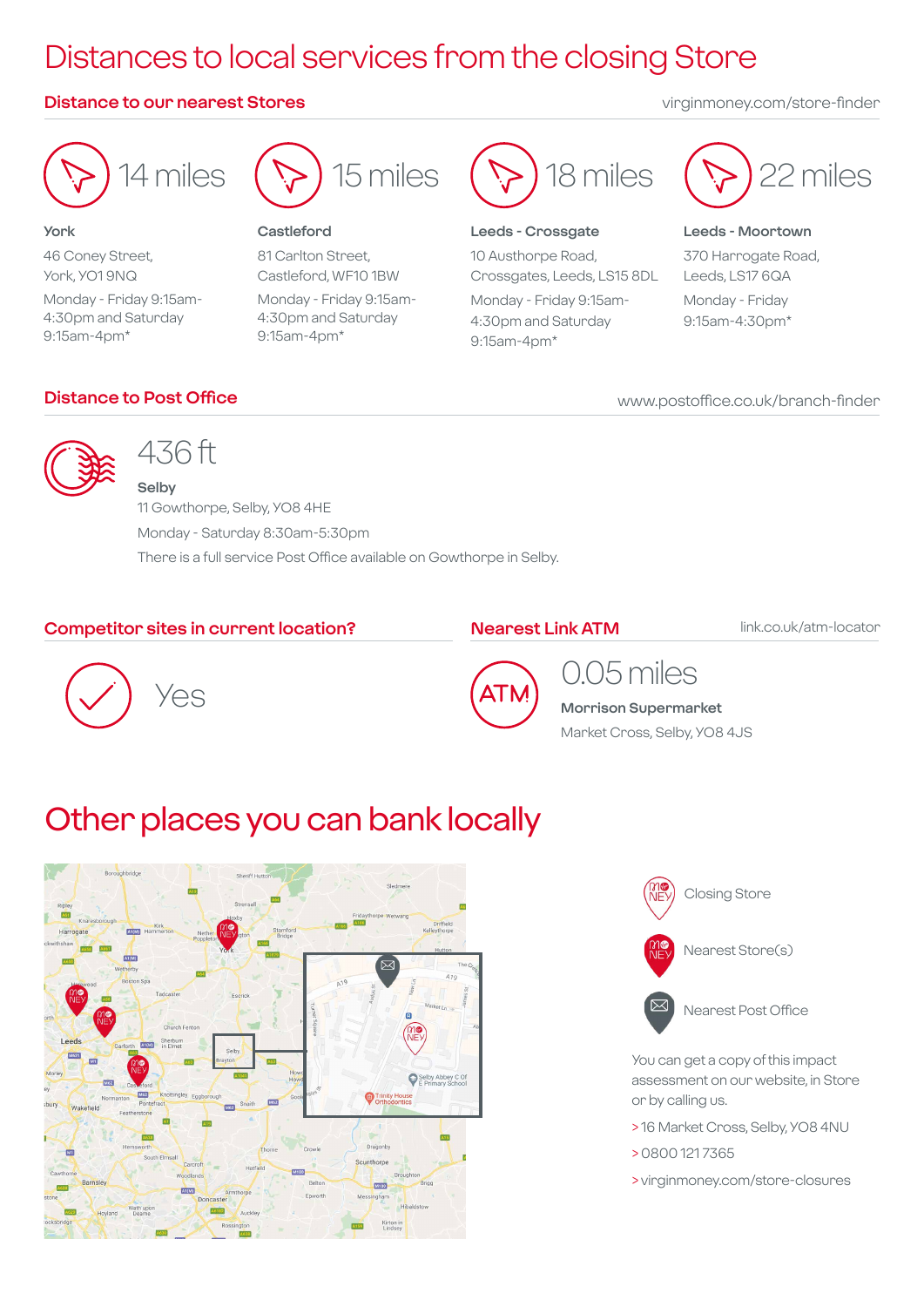# Distances to local services from the closing Store

## Distance to our nearest Stores

virginmoney.com/store-finder

**14 miles**

**York**
46 Coney Street,
York, YO1 9NQ
Monday - Friday 9:15am-4:30pm and Saturday 9:15am-4pm*

**15 miles**

**Castleford**
81 Carlton Street,
Castleford, WF10 1BW
Monday - Friday 9:15am-4:30pm and Saturday 9:15am-4pm*

**18 miles**

**Leeds - Crossgate**
10 Austhorpe Road,
Crossgates, Leeds, LS15 8DL
Monday - Friday 9:15am-4:30pm and Saturday 9:15am-4pm*

**22 miles**

**Leeds - Moortown**
370 Harrogate Road,
Leeds, LS17 6QA
Monday - Friday
9:15am-4:30pm*

## Distance to Post Office

www.postoffice.co.uk/branch-finder

**436 ft**

**Selby**
11 Gowthorpe, Selby, YO8 4HE
Monday - Saturday 8:30am-5:30pm
There is a full service Post Office available on Gowthorpe in Selby.

## Competitor sites in current location?

Yes

## Nearest Link ATM

link.co.uk/atm-locator

**0.05 miles**

**Morrison Supermarket**
Market Cross, Selby, YO8 4JS

# Other places you can bank locally

- Closing Store
- Nearest Store(s)
- Nearest Post Office

You can get a copy of this impact assessment on our website, in Store or by calling us.

> 16 Market Cross, Selby, YO8 4NU
> 0800 121 7365
> virginmoney.com/store-closures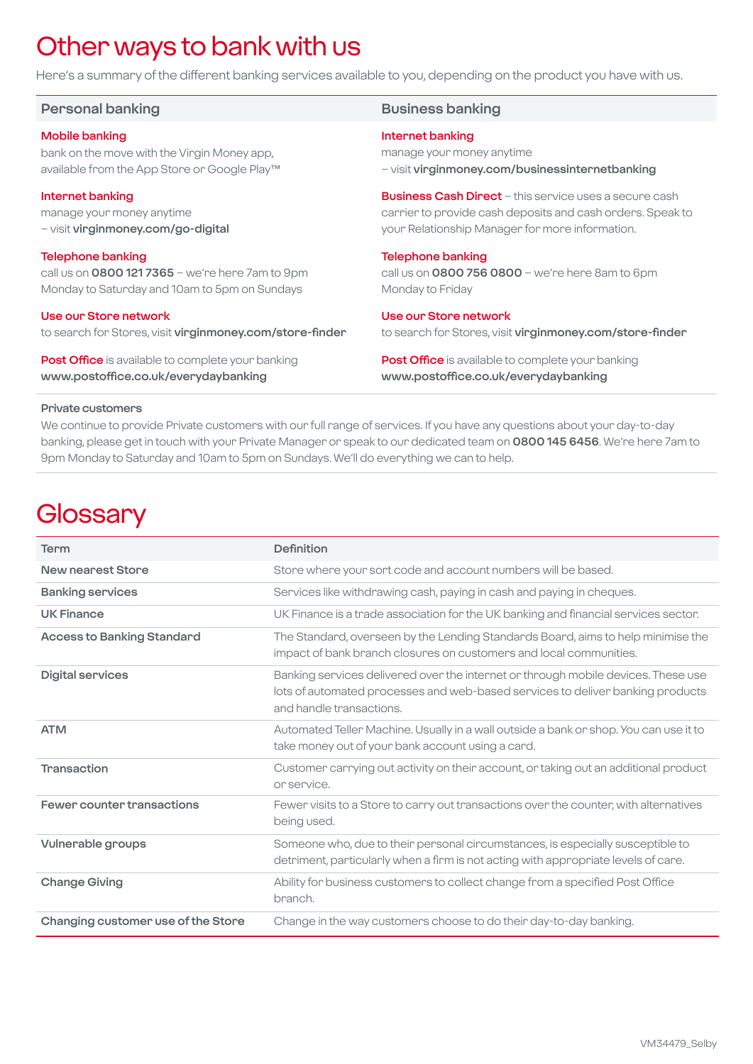# Other ways to bank with us

Here's a summary of the different banking services available to you, depending on the product you have with us.

## Personal banking

**Mobile banking**
bank on the move with the Virgin Money app, available from the App Store or Google Play™

**Internet banking**
manage your money anytime
– visit **virginmoney.com/go-digital**

**Telephone banking**
call us on **0800 121 7365** – we're here 7am to 9pm Monday to Saturday and 10am to 5pm on Sundays

**Use our Store network**
to search for Stores, visit **virginmoney.com/store-finder**

**Post Office** is available to complete your banking
**www.postoffice.co.uk/everydaybanking**

## Business banking

**Internet banking**
manage your money anytime
– visit **virginmoney.com/businessinternetbanking**

**Business Cash Direct** – this service uses a secure cash carrier to provide cash deposits and cash orders. Speak to your Relationship Manager for more information.

**Telephone banking**
call us on **0800 756 0800** – we're here 8am to 6pm Monday to Friday

**Use our Store network**
to search for Stores, visit **virginmoney.com/store-finder**

**Post Office** is available to complete your banking
**www.postoffice.co.uk/everydaybanking**

**Private customers**
We continue to provide Private customers with our full range of services. If you have any questions about your day-to-day banking, please get in touch with your Private Manager or speak to our dedicated team on **0800 145 6456**. We're here 7am to 9pm Monday to Saturday and 10am to 5pm on Sundays. We'll do everything we can to help.

# Glossary

| Term | Definition |
| --- | --- |
| New nearest Store | Store where your sort code and account numbers will be based. |
| Banking services | Services like withdrawing cash, paying in cash and paying in cheques. |
| UK Finance | UK Finance is a trade association for the UK banking and financial services sector. |
| Access to Banking Standard | The Standard, overseen by the Lending Standards Board, aims to help minimise the impact of bank branch closures on customers and local communities. |
| Digital services | Banking services delivered over the internet or through mobile devices. These use lots of automated processes and web-based services to deliver banking products and handle transactions. |
| ATM | Automated Teller Machine. Usually in a wall outside a bank or shop. You can use it to take money out of your bank account using a card. |
| Transaction | Customer carrying out activity on their account, or taking out an additional product or service. |
| Fewer counter transactions | Fewer visits to a Store to carry out transactions over the counter, with alternatives being used. |
| Vulnerable groups | Someone who, due to their personal circumstances, is especially susceptible to detriment, particularly when a firm is not acting with appropriate levels of care. |
| Change Giving | Ability for business customers to collect change from a specified Post Office branch. |
| Changing customer use of the Store | Change in the way customers choose to do their day-to-day banking. |

VM34479_Selby